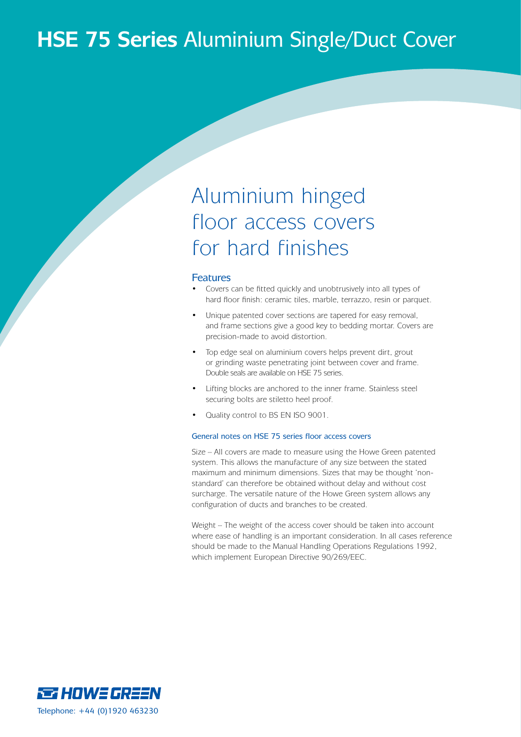# **HSE 75 Series** Aluminium Single/Duct Cover

## Aluminium hinged floor access covers for hard finishes

### Features

- Covers can be fitted quickly and unobtrusively into all types of hard floor finish: ceramic tiles, marble, terrazzo, resin or parquet.
- Unique patented cover sections are tapered for easy removal, and frame sections give a good key to bedding mortar. Covers are precision-made to avoid distortion.
- Top edge seal on aluminium covers helps prevent dirt, grout or grinding waste penetrating joint between cover and frame. Double seals are available on HSE 75 series.
- Lifting blocks are anchored to the inner frame. Stainless steel securing bolts are stiletto heel proof.
- Quality control to BS EN ISO 9001.

#### General notes on HSE 75 series floor access covers

Size – All covers are made to measure using the Howe Green patented system. This allows the manufacture of any size between the stated maximum and minimum dimensions. Sizes that may be thought 'non-standard' can therefore be obtained without delay and without cost surcharge. The versatile nature of the Howe Green system allows any configuration of ducts and branches to be created.

Weight – The weight of the access cover should be taken into account where ease of handling is an important consideration. In all cases reference should be made to the Manual Handling Operations Regulations 1992, which implement European Directive 90/269/EEC.

HOWE GREEN

Telephone: +44 (0)1920 463230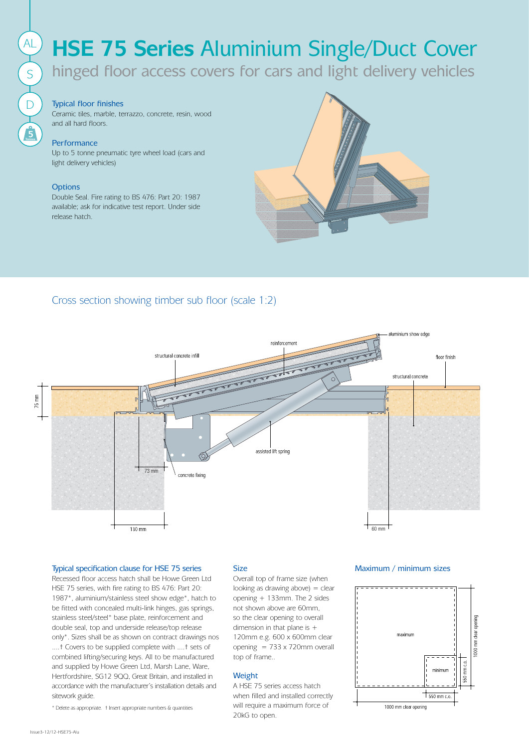# **HSE 75 Series** Aluminium Single/Duct Cover

## hinged floor access covers for cars and light delivery vehicles

AL

S

D

5 Tonnes

### Typical floor finishes

Ceramic tiles, marble, terrazzo, concrete, resin, wood and all hard floors.

### Performance

Up to 5 tonne pneumatic tyre wheel load (cars and light delivery vehicles)

### Options

Double Seal. Fire rating to BS 476: Part 20: 1987 available; ask for indicative test report. Under side release hatch.

## Cross section showing timber sub floor (scale 1:2)

aluminium show edge

reinforcement

structural concrete infill

floor finish

structural concrete

75 mm

assisted lift spring

73 mm

concrete fixing

130 mm

60 mm

### Typical specification clause for HSE 75 series

Recessed floor access hatch shall be Howe Green Ltd HSE 75 series, with fire rating to BS 476: Part 20: 1987*, aluminium/stainless steel show edge*, hatch to be fitted with concealed multi-link hinges, gas springs, stainless steel/steel* base plate, reinforcement and double seal, top and underside release/top release only*. Sizes shall be as shown on contract drawings nos ....† Covers to be supplied complete with ....† sets of combined lifting/securing keys. All to be manufactured and supplied by Howe Green Ltd, Marsh Lane, Ware, Hertfordshire, SG12 9QQ, Great Britain, and installed in accordance with the manufacturer's installation details and sitework guide.

* Delete as appropriate. † Insert appropriate numbers & quantities

### Size

Overall top of frame size (when looking as drawing above) = clear opening + 133mm. The 2 sides not shown above are 60mm, so the clear opening to overall dimension in that plane is + 120mm e.g. 600 x 600mm clear opening = 733 x 720mm overall top of frame..

### Weight

A HSE 75 series access hatch when filled and installed correctly will require a maximum force of 20kG to open.

### Maximum / minimum sizes

maximum

minimum

1000 mm clear opening

550 mm c.o.

550 mm c.o.

1000 mm clear opening

Issue3-12/12-HSE75-Alu